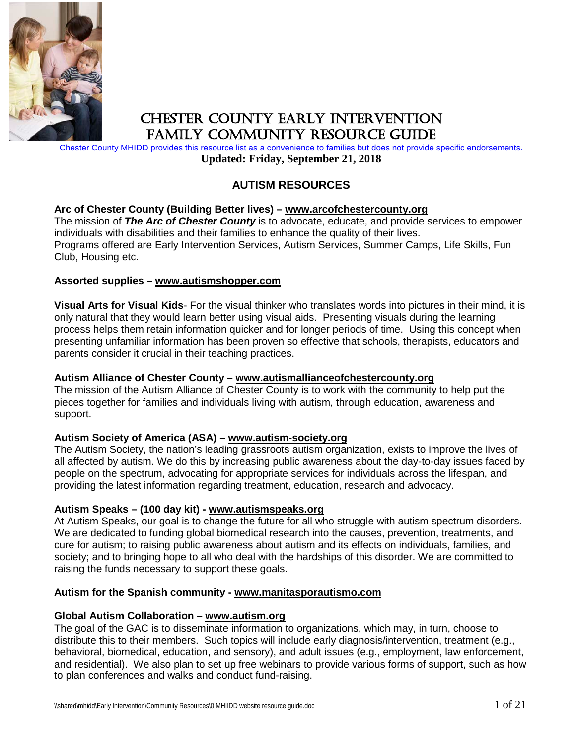# Chester County Early Intervention Family Community Resource Guide

Chester County MHIDD provides this resource list as a convenience to families but does not provide specific endorsements.

**Updated: Friday, September 21, 2018**

## AUTISM RESOURCES

**Arc of Chester County (Building Better lives) – www.arcofchestercounty.org**

The mission of ***The Arc of Chester County*** is to advocate, educate, and provide services to empower individuals with disabilities and their families to enhance the quality of their lives.

Programs offered are Early Intervention Services, Autism Services, Summer Camps, Life Skills, Fun Club, Housing etc.

**Assorted supplies – www.autismshopper.com**

**Visual Arts for Visual Kids**- For the visual thinker who translates words into pictures in their mind, it is only natural that they would learn better using visual aids. Presenting visuals during the learning process helps them retain information quicker and for longer periods of time. Using this concept when presenting unfamiliar information has been proven so effective that schools, therapists, educators and parents consider it crucial in their teaching practices.

**Autism Alliance of Chester County – www.autismallianceofchestercounty.org**

The mission of the Autism Alliance of Chester County is to work with the community to help put the pieces together for families and individuals living with autism, through education, awareness and support.

**Autism Society of America (ASA) – www.autism-society.org**

The Autism Society, the nation's leading grassroots autism organization, exists to improve the lives of all affected by autism. We do this by increasing public awareness about the day-to-day issues faced by people on the spectrum, advocating for appropriate services for individuals across the lifespan, and providing the latest information regarding treatment, education, research and advocacy.

**Autism Speaks – (100 day kit) - www.autismspeaks.org**

At Autism Speaks, our goal is to change the future for all who struggle with autism spectrum disorders. We are dedicated to funding global biomedical research into the causes, prevention, treatments, and cure for autism; to raising public awareness about autism and its effects on individuals, families, and society; and to bringing hope to all who deal with the hardships of this disorder. We are committed to raising the funds necessary to support these goals.

**Autism for the Spanish community - www.manitasporautismo.com**

**Global Autism Collaboration – www.autism.org**

The goal of the GAC is to disseminate information to organizations, which may, in turn, choose to distribute this to their members. Such topics will include early diagnosis/intervention, treatment (e.g., behavioral, biomedical, education, and sensory), and adult issues (e.g., employment, law enforcement, and residential). We also plan to set up free webinars to provide various forms of support, such as how to plan conferences and walks and conduct fund-raising.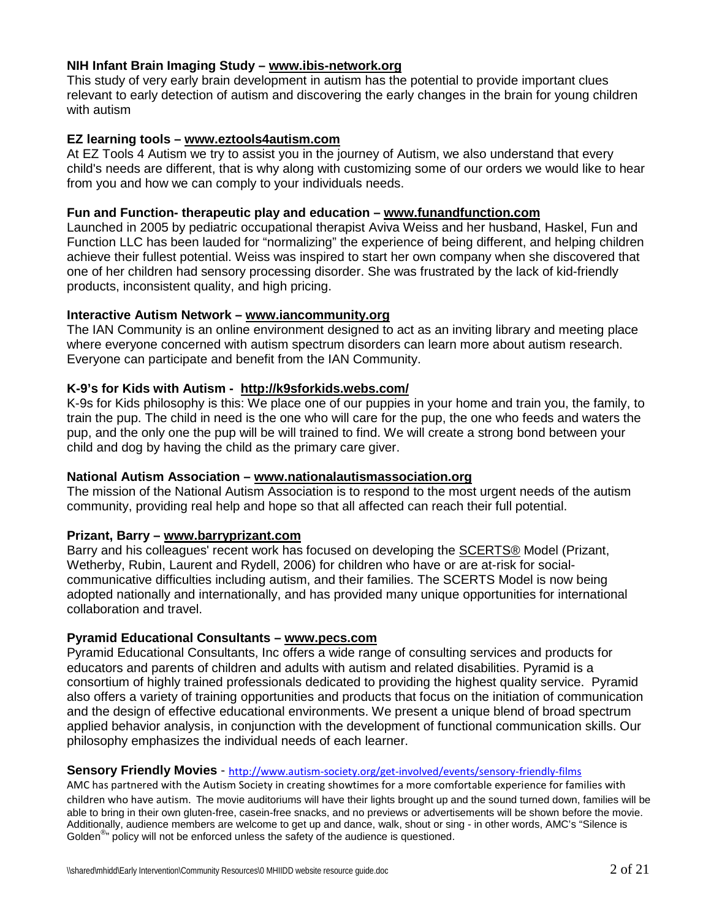**NIH Infant Brain Imaging Study – www.ibis-network.org**

This study of very early brain development in autism has the potential to provide important clues relevant to early detection of autism and discovering the early changes in the brain for young children with autism

**EZ learning tools – www.eztools4autism.com**

At EZ Tools 4 Autism we try to assist you in the journey of Autism, we also understand that every child's needs are different, that is why along with customizing some of our orders we would like to hear from you and how we can comply to your individuals needs.

**Fun and Function- therapeutic play and education – www.funandfunction.com**

Launched in 2005 by pediatric occupational therapist Aviva Weiss and her husband, Haskel, Fun and Function LLC has been lauded for "normalizing" the experience of being different, and helping children achieve their fullest potential. Weiss was inspired to start her own company when she discovered that one of her children had sensory processing disorder. She was frustrated by the lack of kid-friendly products, inconsistent quality, and high pricing.

**Interactive Autism Network – www.iancommunity.org**

The IAN Community is an online environment designed to act as an inviting library and meeting place where everyone concerned with autism spectrum disorders can learn more about autism research. Everyone can participate and benefit from the IAN Community.

**K-9's for Kids with Autism - http://k9sforkids.webs.com/**

K-9s for Kids philosophy is this: We place one of our puppies in your home and train you, the family, to train the pup. The child in need is the one who will care for the pup, the one who feeds and waters the pup, and the only one the pup will be will trained to find. We will create a strong bond between your child and dog by having the child as the primary care giver.

**National Autism Association – www.nationalautismassociation.org**

The mission of the National Autism Association is to respond to the most urgent needs of the autism community, providing real help and hope so that all affected can reach their full potential.

**Prizant, Barry – www.barryprizant.com**

Barry and his colleagues' recent work has focused on developing the SCERTS® Model (Prizant, Wetherby, Rubin, Laurent and Rydell, 2006) for children who have or are at-risk for social-communicative difficulties including autism, and their families. The SCERTS Model is now being adopted nationally and internationally, and has provided many unique opportunities for international collaboration and travel.

**Pyramid Educational Consultants – www.pecs.com**

Pyramid Educational Consultants, Inc offers a wide range of consulting services and products for educators and parents of children and adults with autism and related disabilities. Pyramid is a consortium of highly trained professionals dedicated to providing the highest quality service. Pyramid also offers a variety of training opportunities and products that focus on the initiation of communication and the design of effective educational environments. We present a unique blend of broad spectrum applied behavior analysis, in conjunction with the development of functional communication skills. Our philosophy emphasizes the individual needs of each learner.

**Sensory Friendly Movies** - http://www.autism-society.org/get-involved/events/sensory-friendly-films

AMC has partnered with the Autism Society in creating showtimes for a more comfortable experience for families with children who have autism. The movie auditoriums will have their lights brought up and the sound turned down, families will be able to bring in their own gluten-free, casein-free snacks, and no previews or advertisements will be shown before the movie. Additionally, audience members are welcome to get up and dance, walk, shout or sing - in other words, AMC's "Silence is Golden®" policy will not be enforced unless the safety of the audience is questioned.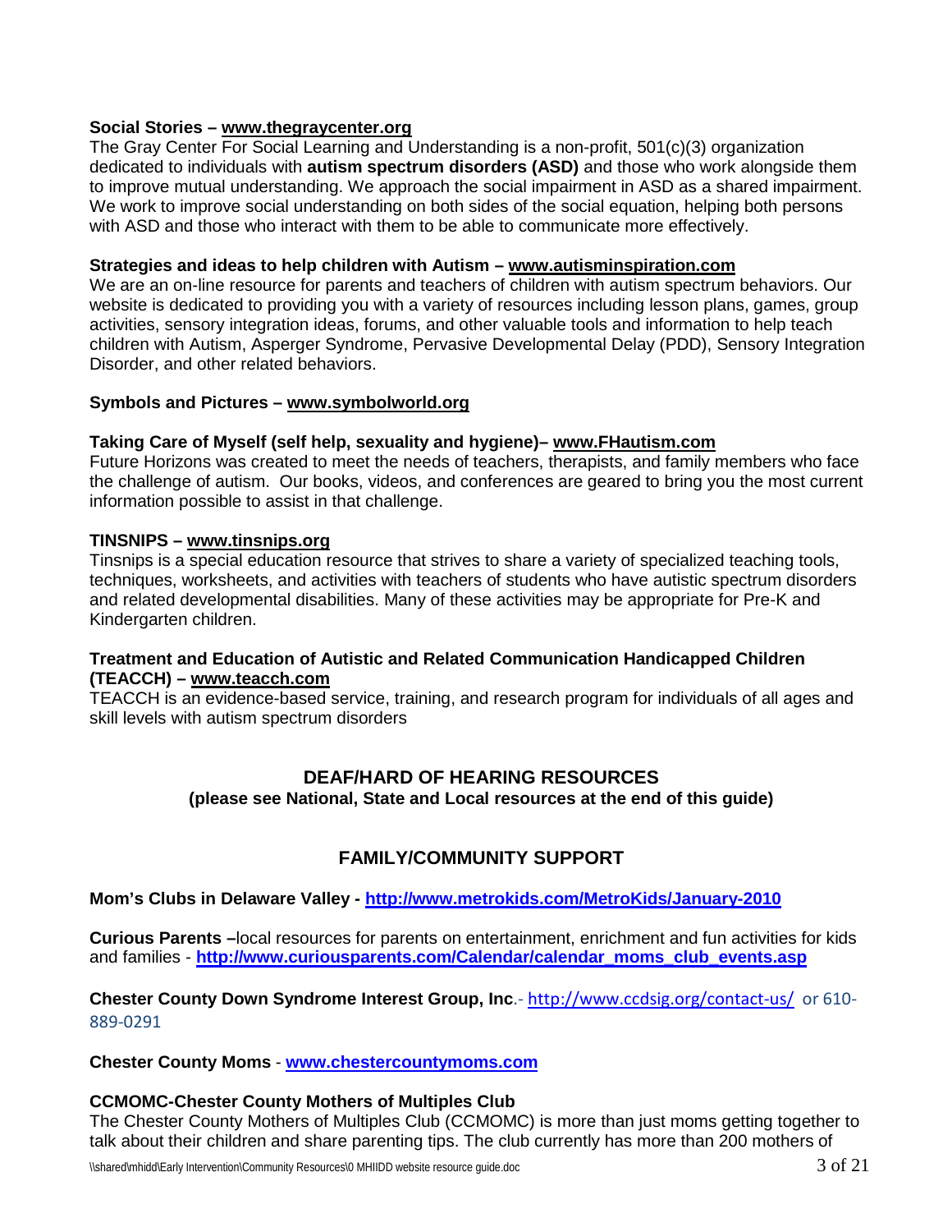**Social Stories – www.thegraycenter.org**
The Gray Center For Social Learning and Understanding is a non-profit, 501(c)(3) organization dedicated to individuals with **autism spectrum disorders (ASD)** and those who work alongside them to improve mutual understanding. We approach the social impairment in ASD as a shared impairment. We work to improve social understanding on both sides of the social equation, helping both persons with ASD and those who interact with them to be able to communicate more effectively.

**Strategies and ideas to help children with Autism – www.autisminspiration.com**
We are an on-line resource for parents and teachers of children with autism spectrum behaviors. Our website is dedicated to providing you with a variety of resources including lesson plans, games, group activities, sensory integration ideas, forums, and other valuable tools and information to help teach children with Autism, Asperger Syndrome, Pervasive Developmental Delay (PDD), Sensory Integration Disorder, and other related behaviors.

**Symbols and Pictures – www.symbolworld.org**

**Taking Care of Myself (self help, sexuality and hygiene)– www.FHautism.com**
Future Horizons was created to meet the needs of teachers, therapists, and family members who face the challenge of autism. Our books, videos, and conferences are geared to bring you the most current information possible to assist in that challenge.

**TINSNIPS – www.tinsnips.org**
Tinsnips is a special education resource that strives to share a variety of specialized teaching tools, techniques, worksheets, and activities with teachers of students who have autistic spectrum disorders and related developmental disabilities. Many of these activities may be appropriate for Pre-K and Kindergarten children.

**Treatment and Education of Autistic and Related Communication Handicapped Children (TEACCH) – www.teacch.com**
TEACCH is an evidence-based service, training, and research program for individuals of all ages and skill levels with autism spectrum disorders

## DEAF/HARD OF HEARING RESOURCES

**(please see National, State and Local resources at the end of this guide)**

## FAMILY/COMMUNITY SUPPORT

**Mom's Clubs in Delaware Valley - http://www.metrokids.com/MetroKids/January-2010**

**Curious Parents –**local resources for parents on entertainment, enrichment and fun activities for kids and families - **http://www.curiousparents.com/Calendar/calendar_moms_club_events.asp**

**Chester County Down Syndrome Interest Group, Inc**.- http://www.ccdsig.org/contact-us/ or 610-889-0291

**Chester County Moms** - **www.chestercountymoms.com**

**CCMOMC-Chester County Mothers of Multiples Club**
The Chester County Mothers of Multiples Club (CCMOMC) is more than just moms getting together to talk about their children and share parenting tips. The club currently has more than 200 mothers of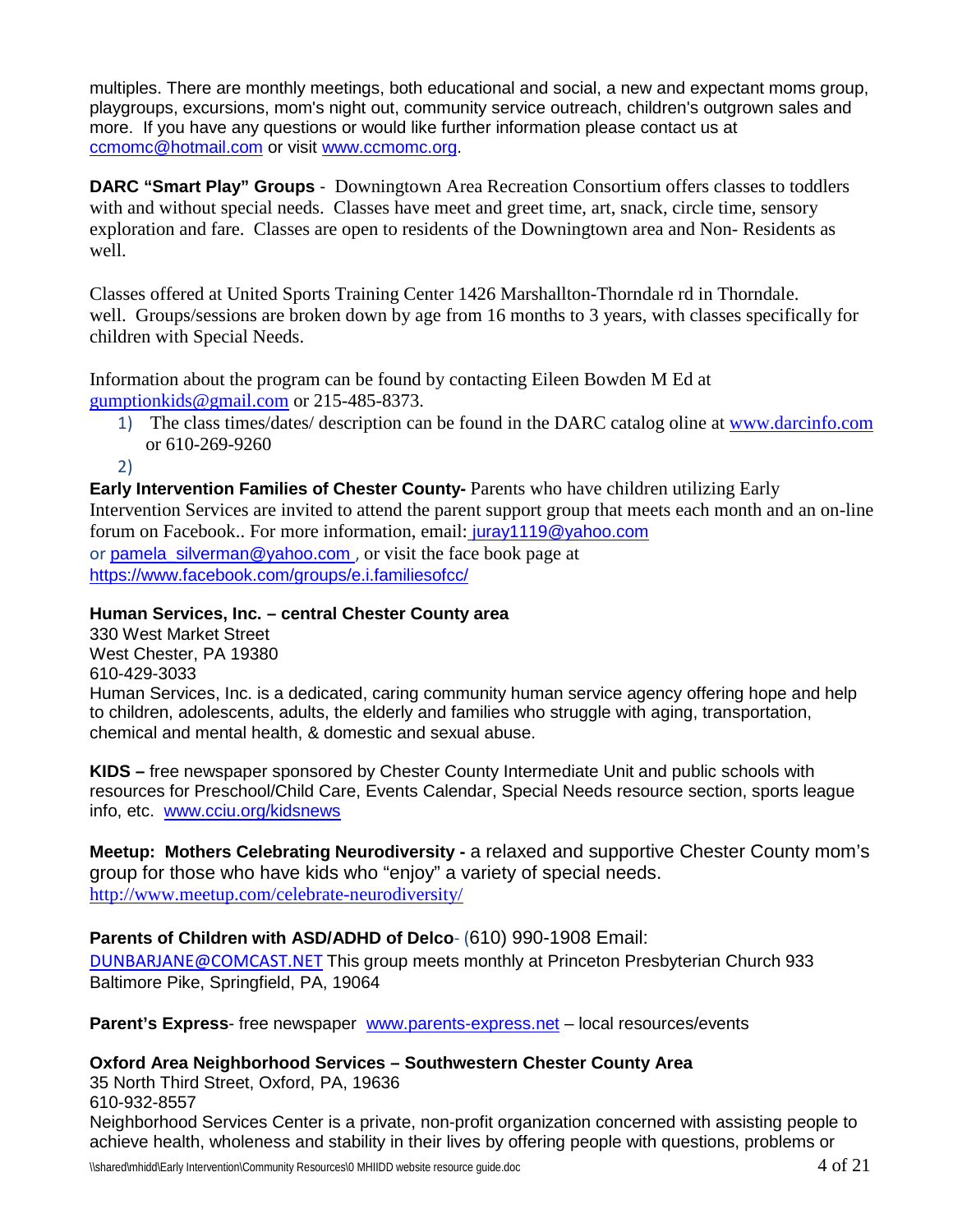multiples. There are monthly meetings, both educational and social, a new and expectant moms group, playgroups, excursions, mom's night out, community service outreach, children's outgrown sales and more. If you have any questions or would like further information please contact us at ccmomc@hotmail.com or visit www.ccmomc.org.

**DARC "Smart Play" Groups** - Downingtown Area Recreation Consortium offers classes to toddlers with and without special needs. Classes have meet and greet time, art, snack, circle time, sensory exploration and fare. Classes are open to residents of the Downingtown area and Non- Residents as well.

Classes offered at United Sports Training Center 1426 Marshallton-Thorndale rd in Thorndale. well. Groups/sessions are broken down by age from 16 months to 3 years, with classes specifically for children with Special Needs.

Information about the program can be found by contacting Eileen Bowden M Ed at gumptionkids@gmail.com or 215-485-8373.

1) The class times/dates/ description can be found in the DARC catalog oline at www.darcinfo.com or 610-269-9260
2)

**Early Intervention Families of Chester County-** Parents who have children utilizing Early Intervention Services are invited to attend the parent support group that meets each month and an on-line forum on Facebook.. For more information, email: juray1119@yahoo.com or pamela_silverman@yahoo.com , or visit the face book page at https://www.facebook.com/groups/e.i.familiesofcc/

**Human Services, Inc. – central Chester County area**
330 West Market Street
West Chester, PA 19380
610-429-3033
Human Services, Inc. is a dedicated, caring community human service agency offering hope and help to children, adolescents, adults, the elderly and families who struggle with aging, transportation, chemical and mental health, & domestic and sexual abuse.

**KIDS –** free newspaper sponsored by Chester County Intermediate Unit and public schools with resources for Preschool/Child Care, Events Calendar, Special Needs resource section, sports league info, etc. www.cciu.org/kidsnews

**Meetup: Mothers Celebrating Neurodiversity -** a relaxed and supportive Chester County mom's group for those who have kids who "enjoy" a variety of special needs.
http://www.meetup.com/celebrate-neurodiversity/

**Parents of Children with ASD/ADHD of Delco**- (610) 990-1908 Email: DUNBARJANE@COMCAST.NET This group meets monthly at Princeton Presbyterian Church 933 Baltimore Pike, Springfield, PA, 19064

**Parent's Express**- free newspaper www.parents-express.net – local resources/events

**Oxford Area Neighborhood Services – Southwestern Chester County Area**
35 North Third Street, Oxford, PA, 19636
610-932-8557
Neighborhood Services Center is a private, non-profit organization concerned with assisting people to achieve health, wholeness and stability in their lives by offering people with questions, problems or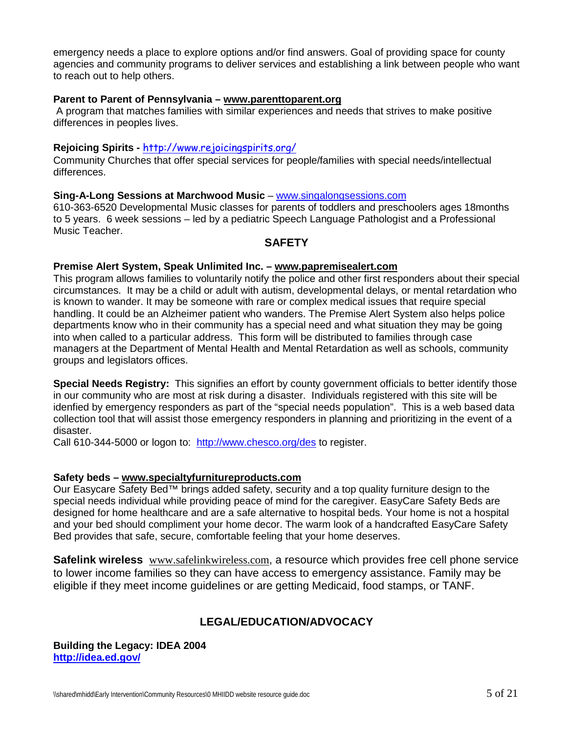emergency needs a place to explore options and/or find answers. Goal of providing space for county agencies and community programs to deliver services and establishing a link between people who want to reach out to help others.

**Parent to Parent of Pennsylvania – www.parenttoparent.org**
A program that matches families with similar experiences and needs that strives to make positive differences in peoples lives.

**Rejoicing Spirits -** http://www.rejoicingspirits.org/
Community Churches that offer special services for people/families with special needs/intellectual differences.

**Sing-A-Long Sessions at Marchwood Music** – www.singalongsessions.com
610-363-6520 Developmental Music classes for parents of toddlers and preschoolers ages 18months to 5 years. 6 week sessions – led by a pediatric Speech Language Pathologist and a Professional Music Teacher.

## SAFETY

**Premise Alert System, Speak Unlimited Inc. – www.papremisealert.com**
This program allows families to voluntarily notify the police and other first responders about their special circumstances. It may be a child or adult with autism, developmental delays, or mental retardation who is known to wander. It may be someone with rare or complex medical issues that require special handling. It could be an Alzheimer patient who wanders. The Premise Alert System also helps police departments know who in their community has a special need and what situation they may be going into when called to a particular address. This form will be distributed to families through case managers at the Department of Mental Health and Mental Retardation as well as schools, community groups and legislators offices.

**Special Needs Registry:** This signifies an effort by county government officials to better identify those in our community who are most at risk during a disaster. Individuals registered with this site will be idenfied by emergency responders as part of the "special needs population". This is a web based data collection tool that will assist those emergency responders in planning and prioritizing in the event of a disaster.
Call 610-344-5000 or logon to: http://www.chesco.org/des to register.

**Safety beds – www.specialtyfurnitureproducts.com**
Our Easycare Safety Bed™ brings added safety, security and a top quality furniture design to the special needs individual while providing peace of mind for the caregiver. EasyCare Safety Beds are designed for home healthcare and are a safe alternative to hospital beds. Your home is not a hospital and your bed should compliment your home decor. The warm look of a handcrafted EasyCare Safety Bed provides that safe, secure, comfortable feeling that your home deserves.

**Safelink wireless** www.safelinkwireless.com, a resource which provides free cell phone service to lower income families so they can have access to emergency assistance. Family may be eligible if they meet income guidelines or are getting Medicaid, food stamps, or TANF.

## LEGAL/EDUCATION/ADVOCACY

**Building the Legacy: IDEA 2004**
**http://idea.ed.gov/**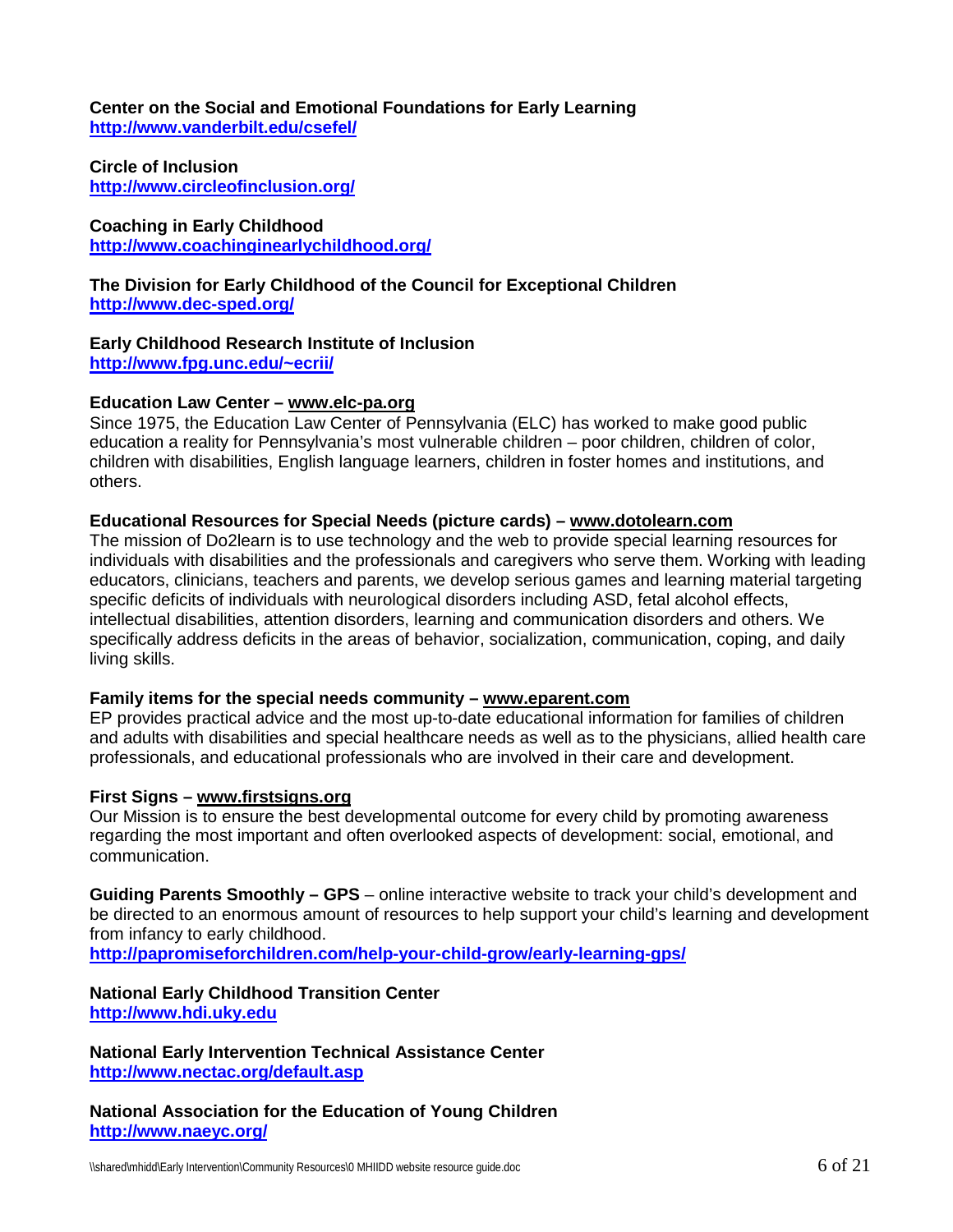**Center on the Social and Emotional Foundations for Early Learning**
**http://www.vanderbilt.edu/csefel/**

**Circle of Inclusion**
**http://www.circleofinclusion.org/**

**Coaching in Early Childhood**
**http://www.coachinginearlychildhood.org/**

**The Division for Early Childhood of the Council for Exceptional Children**
**http://www.dec-sped.org/**

**Early Childhood Research Institute of Inclusion**
**http://www.fpg.unc.edu/~ecrii/**

**Education Law Center – www.elc-pa.org**
Since 1975, the Education Law Center of Pennsylvania (ELC) has worked to make good public education a reality for Pennsylvania's most vulnerable children – poor children, children of color, children with disabilities, English language learners, children in foster homes and institutions, and others.

**Educational Resources for Special Needs (picture cards) – www.dotolearn.com**
The mission of Do2learn is to use technology and the web to provide special learning resources for individuals with disabilities and the professionals and caregivers who serve them. Working with leading educators, clinicians, teachers and parents, we develop serious games and learning material targeting specific deficits of individuals with neurological disorders including ASD, fetal alcohol effects, intellectual disabilities, attention disorders, learning and communication disorders and others. We specifically address deficits in the areas of behavior, socialization, communication, coping, and daily living skills.

**Family items for the special needs community – www.eparent.com**
EP provides practical advice and the most up-to-date educational information for families of children and adults with disabilities and special healthcare needs as well as to the physicians, allied health care professionals, and educational professionals who are involved in their care and development.

**First Signs – www.firstsigns.org**
Our Mission is to ensure the best developmental outcome for every child by promoting awareness regarding the most important and often overlooked aspects of development: social, emotional, and communication.

**Guiding Parents Smoothly – GPS** – online interactive website to track your child's development and be directed to an enormous amount of resources to help support your child's learning and development from infancy to early childhood.
**http://papromiseforchildren.com/help-your-child-grow/early-learning-gps/**

**National Early Childhood Transition Center**
**http://www.hdi.uky.edu**

**National Early Intervention Technical Assistance Center**
**http://www.nectac.org/default.asp**

**National Association for the Education of Young Children**
**http://www.naeyc.org/**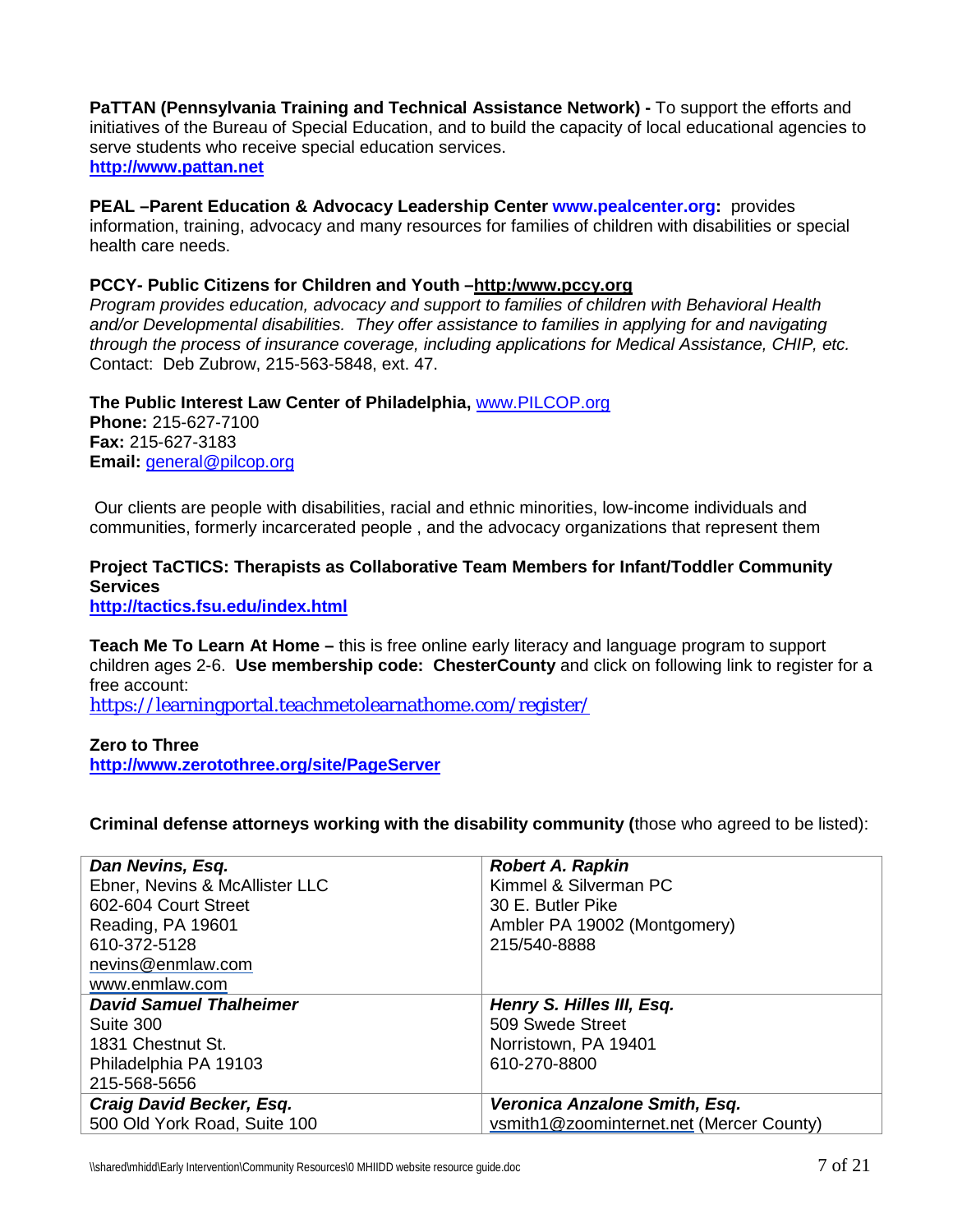**PaTTAN (Pennsylvania Training and Technical Assistance Network) -** To support the efforts and initiatives of the Bureau of Special Education, and to build the capacity of local educational agencies to serve students who receive special education services.
**http://www.pattan.net**

**PEAL –Parent Education & Advocacy Leadership Center www.pealcenter.org:** provides information, training, advocacy and many resources for families of children with disabilities or special health care needs.

**PCCY- Public Citizens for Children and Youth –http:/www.pccy.org**
*Program provides education, advocacy and support to families of children with Behavioral Health and/or Developmental disabilities. They offer assistance to families in applying for and navigating through the process of insurance coverage, including applications for Medical Assistance, CHIP, etc.*
Contact: Deb Zubrow, 215-563-5848, ext. 47.

**The Public Interest Law Center of Philadelphia,** www.PILCOP.org
**Phone:** 215-627-7100
**Fax:** 215-627-3183
**Email:** general@pilcop.org

Our clients are people with disabilities, racial and ethnic minorities, low-income individuals and communities, formerly incarcerated people , and the advocacy organizations that represent them

**Project TaCTICS: Therapists as Collaborative Team Members for Infant/Toddler Community Services**
**http://tactics.fsu.edu/index.html**

**Teach Me To Learn At Home –** this is free online early literacy and language program to support children ages 2-6. **Use membership code: ChesterCounty** and click on following link to register for a free account:
https://learningportal.teachmetolearnathome.com/register/

**Zero to Three**
**http://www.zerotothree.org/site/PageServer**

**Criminal defense attorneys working with the disability community (**those who agreed to be listed):

| | |
|---|---|
| ***Dan Nevins, Esq.***<br>Ebner, Nevins & McAllister LLC<br>602-604 Court Street<br>Reading, PA 19601<br>610-372-5128<br>nevins@enmlaw.com<br>www.enmlaw.com | ***Robert A. Rapkin***<br>Kimmel & Silverman PC<br>30 E. Butler Pike<br>Ambler PA 19002 (Montgomery)<br>215/540-8888 |
| ***David Samuel Thalheimer***<br>Suite 300<br>1831 Chestnut St.<br>Philadelphia PA 19103<br>215-568-5656 | ***Henry S. Hilles III, Esq.***<br>509 Swede Street<br>Norristown, PA 19401<br>610-270-8800 |
| ***Craig David Becker, Esq.***<br>500 Old York Road, Suite 100 | ***Veronica Anzalone Smith, Esq.***<br>vsmith1@zoominternet.net (Mercer County) |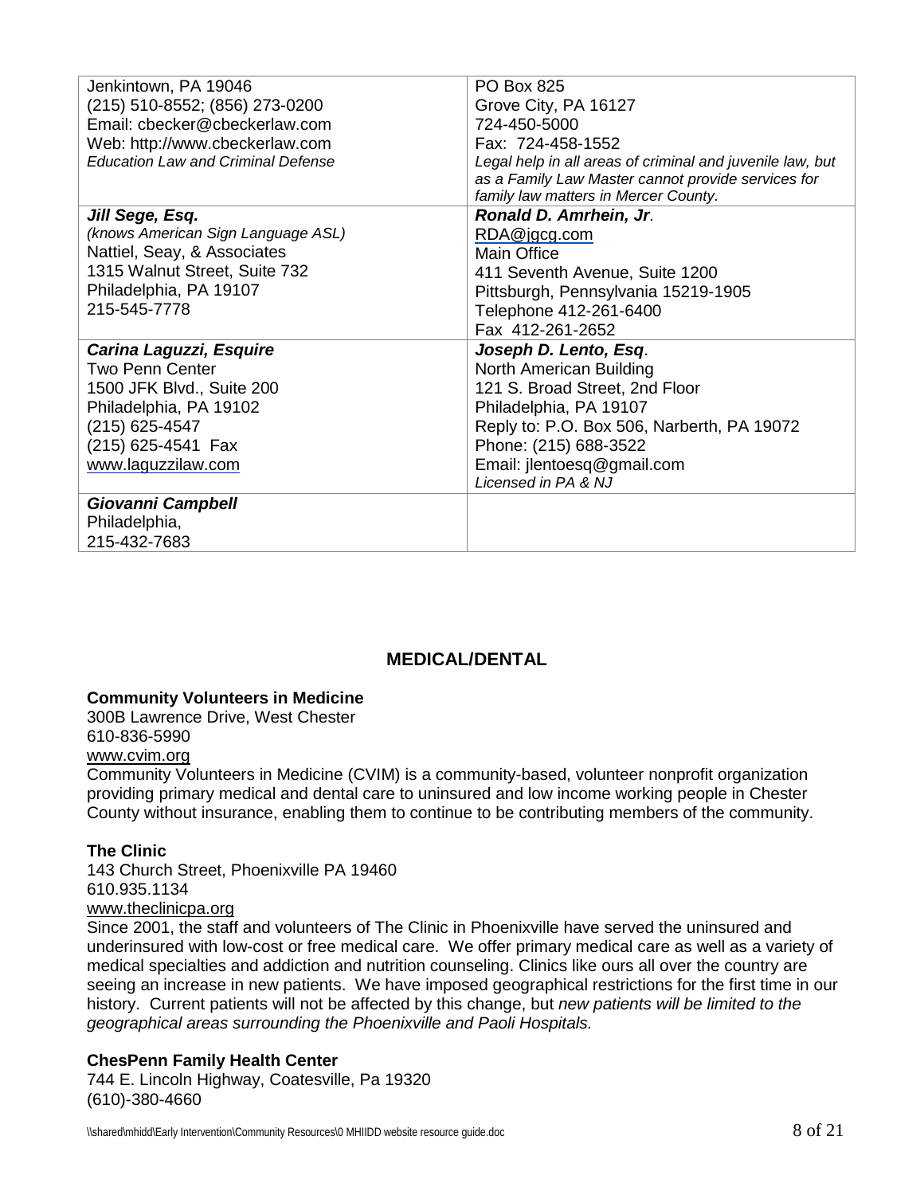| | |
|---|---|
| Jenkintown, PA 19046<br>(215) 510-8552; (856) 273-0200<br>Email: cbecker@cbeckerlaw.com<br>Web: http://www.cbeckerlaw.com<br>*Education Law and Criminal Defense* | PO Box 825<br>Grove City, PA 16127<br>724-450-5000<br>Fax: 724-458-1552<br>*Legal help in all areas of criminal and juvenile law, but as a Family Law Master cannot provide services for family law matters in Mercer County.* |
| ***Jill Sege, Esq.***<br>*(knows American Sign Language ASL)*<br>Nattiel, Seay, & Associates<br>1315 Walnut Street, Suite 732<br>Philadelphia, PA 19107<br>215-545-7778 | ***Ronald D. Amrhein, Jr***.<br>RDA@jgcg.com<br>Main Office<br>411 Seventh Avenue, Suite 1200<br>Pittsburgh, Pennsylvania 15219-1905<br>Telephone 412-261-6400<br>Fax 412-261-2652 |
| ***Carina Laguzzi, Esquire***<br>Two Penn Center<br>1500 JFK Blvd., Suite 200<br>Philadelphia, PA 19102<br>(215) 625-4547<br>(215) 625-4541 Fax<br>www.laguzzilaw.com | ***Joseph D. Lento, Esq***.<br>North American Building<br>121 S. Broad Street, 2nd Floor<br>Philadelphia, PA 19107<br>Reply to: P.O. Box 506, Narberth, PA 19072<br>Phone: (215) 688-3522<br>Email: jlentoesq@gmail.com<br>*Licensed in PA & NJ* |
| ***Giovanni Campbell***<br>Philadelphia,<br>215-432-7683 | |

## MEDICAL/DENTAL

**Community Volunteers in Medicine**
300B Lawrence Drive, West Chester
610-836-5990
www.cvim.org
Community Volunteers in Medicine (CVIM) is a community-based, volunteer nonprofit organization providing primary medical and dental care to uninsured and low income working people in Chester County without insurance, enabling them to continue to be contributing members of the community.

**The Clinic**
143 Church Street, Phoenixville PA 19460
610.935.1134
www.theclinicpa.org
Since 2001, the staff and volunteers of The Clinic in Phoenixville have served the uninsured and underinsured with low-cost or free medical care. We offer primary medical care as well as a variety of medical specialties and addiction and nutrition counseling. Clinics like ours all over the country are seeing an increase in new patients. We have imposed geographical restrictions for the first time in our history. Current patients will not be affected by this change, but *new patients will be limited to the geographical areas surrounding the Phoenixville and Paoli Hospitals.*

**ChesPenn Family Health Center**
744 E. Lincoln Highway, Coatesville, Pa 19320
(610)-380-4660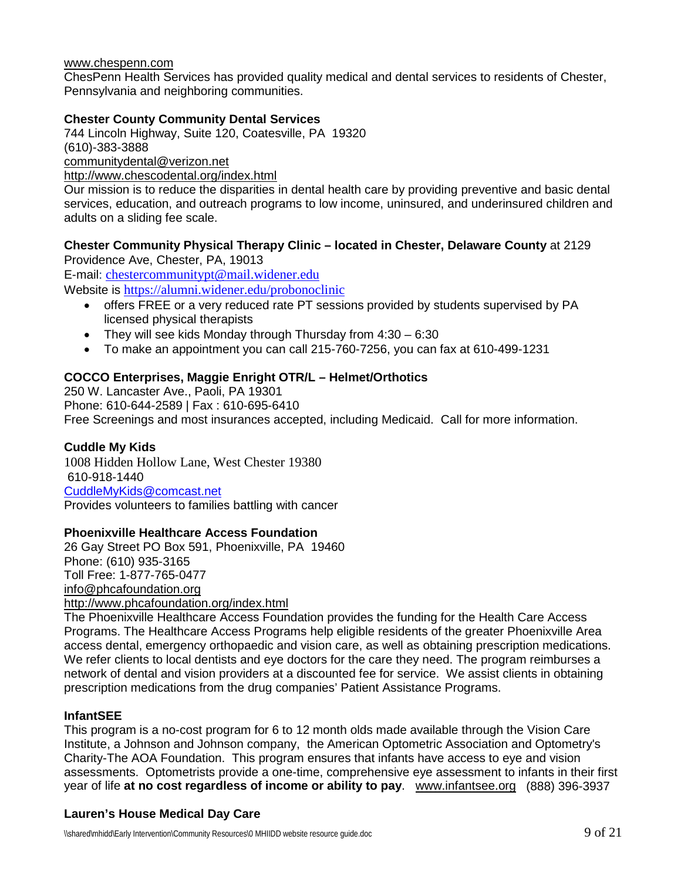www.chespenn.com
ChesPenn Health Services has provided quality medical and dental services to residents of Chester, Pennsylvania and neighboring communities.

**Chester County Community Dental Services**
744 Lincoln Highway, Suite 120, Coatesville, PA 19320
(610)-383-3888
communitydental@verizon.net
http://www.chescodental.org/index.html
Our mission is to reduce the disparities in dental health care by providing preventive and basic dental services, education, and outreach programs to low income, uninsured, and underinsured children and adults on a sliding fee scale.

**Chester Community Physical Therapy Clinic – located in Chester, Delaware County** at 2129 Providence Ave, Chester, PA, 19013
E-mail: chestercommunitypt@mail.widener.edu
Website is https://alumni.widener.edu/probonoclinic

- offers FREE or a very reduced rate PT sessions provided by students supervised by PA licensed physical therapists
- They will see kids Monday through Thursday from 4:30 – 6:30
- To make an appointment you can call 215-760-7256, you can fax at 610-499-1231

**COCCO Enterprises, Maggie Enright OTR/L – Helmet/Orthotics**
250 W. Lancaster Ave., Paoli, PA 19301
Phone: 610-644-2589 | Fax : 610-695-6410
Free Screenings and most insurances accepted, including Medicaid. Call for more information.

**Cuddle My Kids**
1008 Hidden Hollow Lane, West Chester 19380
610-918-1440
CuddleMyKids@comcast.net
Provides volunteers to families battling with cancer

**Phoenixville Healthcare Access Foundation**
26 Gay Street PO Box 591, Phoenixville, PA 19460
Phone: (610) 935-3165
Toll Free: 1-877-765-0477
info@phcafoundation.org
http://www.phcafoundation.org/index.html
The Phoenixville Healthcare Access Foundation provides the funding for the Health Care Access Programs. The Healthcare Access Programs help eligible residents of the greater Phoenixville Area access dental, emergency orthopaedic and vision care, as well as obtaining prescription medications. We refer clients to local dentists and eye doctors for the care they need. The program reimburses a network of dental and vision providers at a discounted fee for service. We assist clients in obtaining prescription medications from the drug companies' Patient Assistance Programs.

**InfantSEE**
This program is a no-cost program for 6 to 12 month olds made available through the Vision Care Institute, a Johnson and Johnson company, the American Optometric Association and Optometry's Charity-The AOA Foundation. This program ensures that infants have access to eye and vision assessments. Optometrists provide a one-time, comprehensive eye assessment to infants in their first year of life **at no cost regardless of income or ability to pay**. www.infantsee.org (888) 396-3937

**Lauren's House Medical Day Care**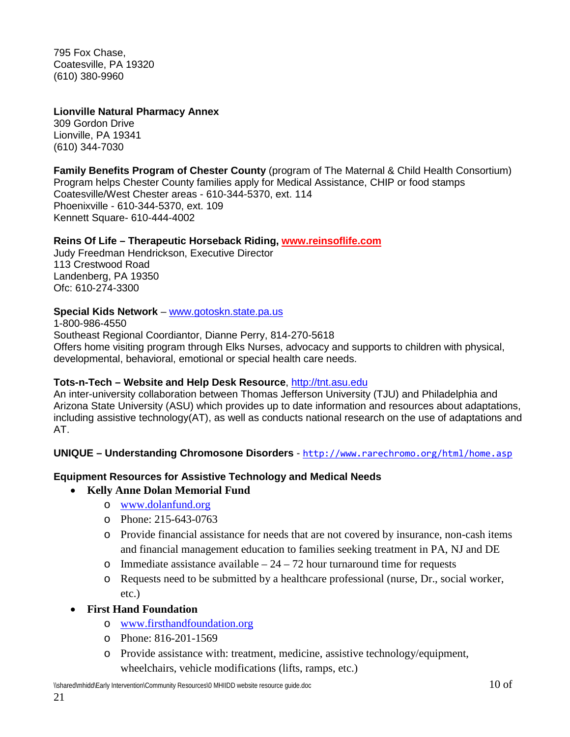795 Fox Chase,
Coatesville, PA 19320
(610) 380-9960

**Lionville Natural Pharmacy Annex**
309 Gordon Drive
Lionville, PA 19341
(610) 344-7030

**Family Benefits Program of Chester County** (program of The Maternal & Child Health Consortium)
Program helps Chester County families apply for Medical Assistance, CHIP or food stamps
Coatesville/West Chester areas - 610-344-5370, ext. 114
Phoenixville - 610-344-5370, ext. 109
Kennett Square- 610-444-4002

**Reins Of Life – Therapeutic Horseback Riding, [www.reinsoflife.com](www.reinsoflife.com)**
Judy Freedman Hendrickson, Executive Director
113 Crestwood Road
Landenberg, PA 19350
Ofc: 610-274-3300

**Special Kids Network** – [www.gotoskn.state.pa.us](www.gotoskn.state.pa.us)
1-800-986-4550
Southeast Regional Coordiantor, Dianne Perry, 814-270-5618
Offers home visiting program through Elks Nurses, advocacy and supports to children with physical, developmental, behavioral, emotional or special health care needs.

**Tots-n-Tech – Website and Help Desk Resource**, [http://tnt.asu.edu](http://tnt.asu.edu)
An inter-university collaboration between Thomas Jefferson University (TJU) and Philadelphia and Arizona State University (ASU) which provides up to date information and resources about adaptations, including assistive technology(AT), as well as conducts national research on the use of adaptations and AT.

**UNIQUE – Understanding Chromosone Disorders** - [http://www.rarechromo.org/html/home.asp](http://www.rarechromo.org/html/home.asp)

**Equipment Resources for Assistive Technology and Medical Needs**

- **Kelly Anne Dolan Memorial Fund**
  - [www.dolanfund.org](www.dolanfund.org)
  - Phone: 215-643-0763
  - Provide financial assistance for needs that are not covered by insurance, non-cash items and financial management education to families seeking treatment in PA, NJ and DE
  - Immediate assistance available – 24 – 72 hour turnaround time for requests
  - Requests need to be submitted by a healthcare professional (nurse, Dr., social worker, etc.)
- **First Hand Foundation**
  - [www.firsthandfoundation.org](www.firsthandfoundation.org)
  - Phone: 816-201-1569
  - Provide assistance with: treatment, medicine, assistive technology/equipment, wheelchairs, vehicle modifications (lifts, ramps, etc.)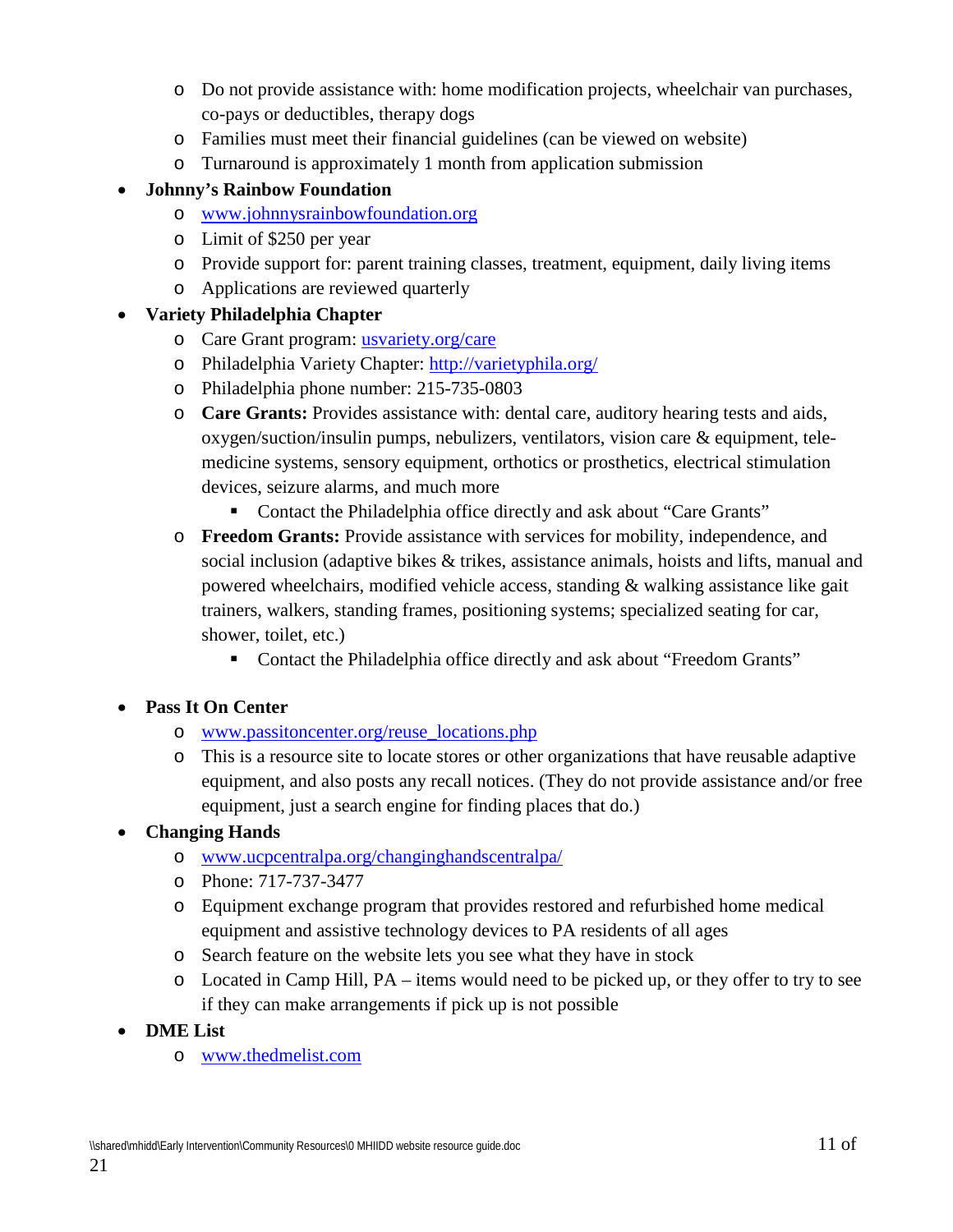- Do not provide assistance with: home modification projects, wheelchair van purchases, co-pays or deductibles, therapy dogs
  - Families must meet their financial guidelines (can be viewed on website)
  - Turnaround is approximately 1 month from application submission
- **Johnny's Rainbow Foundation**
  - [www.johnnysrainbowfoundation.org](http://www.johnnysrainbowfoundation.org)
  - Limit of $250 per year
  - Provide support for: parent training classes, treatment, equipment, daily living items
  - Applications are reviewed quarterly
- **Variety Philadelphia Chapter**
  - Care Grant program: [usvariety.org/care](http://usvariety.org/care)
  - Philadelphia Variety Chapter: [http://varietyphila.org/](http://varietyphila.org/)
  - Philadelphia phone number: 215-735-0803
  - **Care Grants:** Provides assistance with: dental care, auditory hearing tests and aids, oxygen/suction/insulin pumps, nebulizers, ventilators, vision care & equipment, tele-medicine systems, sensory equipment, orthotics or prosthetics, electrical stimulation devices, seizure alarms, and much more
    - Contact the Philadelphia office directly and ask about "Care Grants"
  - **Freedom Grants:** Provide assistance with services for mobility, independence, and social inclusion (adaptive bikes & trikes, assistance animals, hoists and lifts, manual and powered wheelchairs, modified vehicle access, standing & walking assistance like gait trainers, walkers, standing frames, positioning systems; specialized seating for car, shower, toilet, etc.)
    - Contact the Philadelphia office directly and ask about "Freedom Grants"

- **Pass It On Center**
  - [www.passitoncenter.org/reuse_locations.php](http://www.passitoncenter.org/reuse_locations.php)
  - This is a resource site to locate stores or other organizations that have reusable adaptive equipment, and also posts any recall notices. (They do not provide assistance and/or free equipment, just a search engine for finding places that do.)
- **Changing Hands**
  - [www.ucpcentralpa.org/changinghandscentralpa/](http://www.ucpcentralpa.org/changinghandscentralpa/)
  - Phone: 717-737-3477
  - Equipment exchange program that provides restored and refurbished home medical equipment and assistive technology devices to PA residents of all ages
  - Search feature on the website lets you see what they have in stock
  - Located in Camp Hill, PA – items would need to be picked up, or they offer to try to see if they can make arrangements if pick up is not possible
- **DME List**
  - [www.thedmelist.com](http://www.thedmelist.com)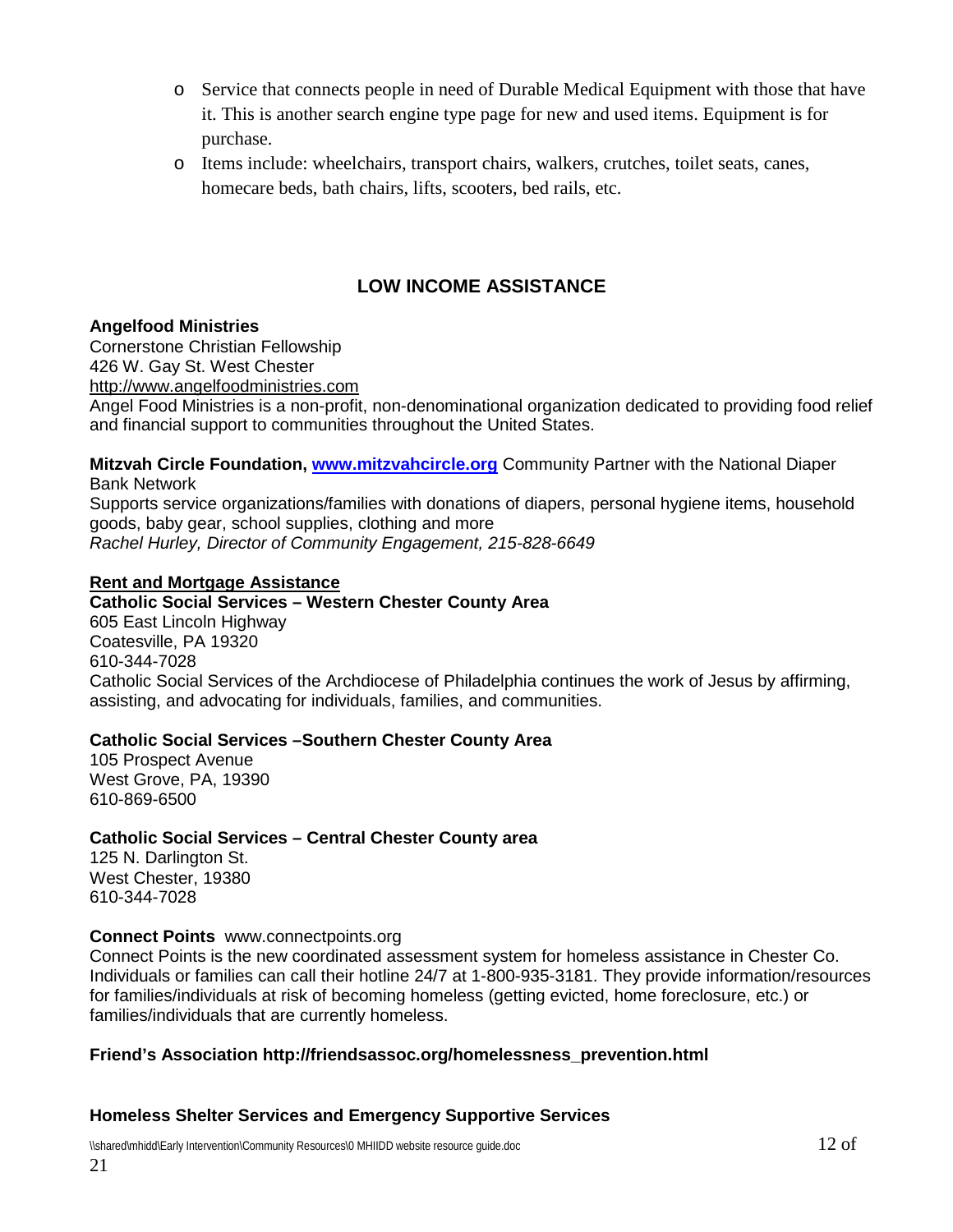- Service that connects people in need of Durable Medical Equipment with those that have it. This is another search engine type page for new and used items. Equipment is for purchase.
- Items include: wheelchairs, transport chairs, walkers, crutches, toilet seats, canes, homecare beds, bath chairs, lifts, scooters, bed rails, etc.

## LOW INCOME ASSISTANCE

**Angelfood Ministries**
Cornerstone Christian Fellowship
426 W. Gay St. West Chester
http://www.angelfoodministries.com
Angel Food Ministries is a non-profit, non-denominational organization dedicated to providing food relief and financial support to communities throughout the United States.

**Mitzvah Circle Foundation, [www.mitzvahcircle.org](http://www.mitzvahcircle.org)** Community Partner with the National Diaper Bank Network
Supports service organizations/families with donations of diapers, personal hygiene items, household goods, baby gear, school supplies, clothing and more
*Rachel Hurley, Director of Community Engagement, 215-828-6649*

**Rent and Mortgage Assistance**

**Catholic Social Services – Western Chester County Area**
605 East Lincoln Highway
Coatesville, PA 19320
610-344-7028
Catholic Social Services of the Archdiocese of Philadelphia continues the work of Jesus by affirming, assisting, and advocating for individuals, families, and communities.

**Catholic Social Services –Southern Chester County Area**
105 Prospect Avenue
West Grove, PA, 19390
610-869-6500

**Catholic Social Services – Central Chester County area**
125 N. Darlington St.
West Chester, 19380
610-344-7028

**Connect Points** www.connectpoints.org
Connect Points is the new coordinated assessment system for homeless assistance in Chester Co. Individuals or families can call their hotline 24/7 at 1-800-935-3181. They provide information/resources for families/individuals at risk of becoming homeless (getting evicted, home foreclosure, etc.) or families/individuals that are currently homeless.

**Friend's Association http://friendsassoc.org/homelessness_prevention.html**

**Homeless Shelter Services and Emergency Supportive Services**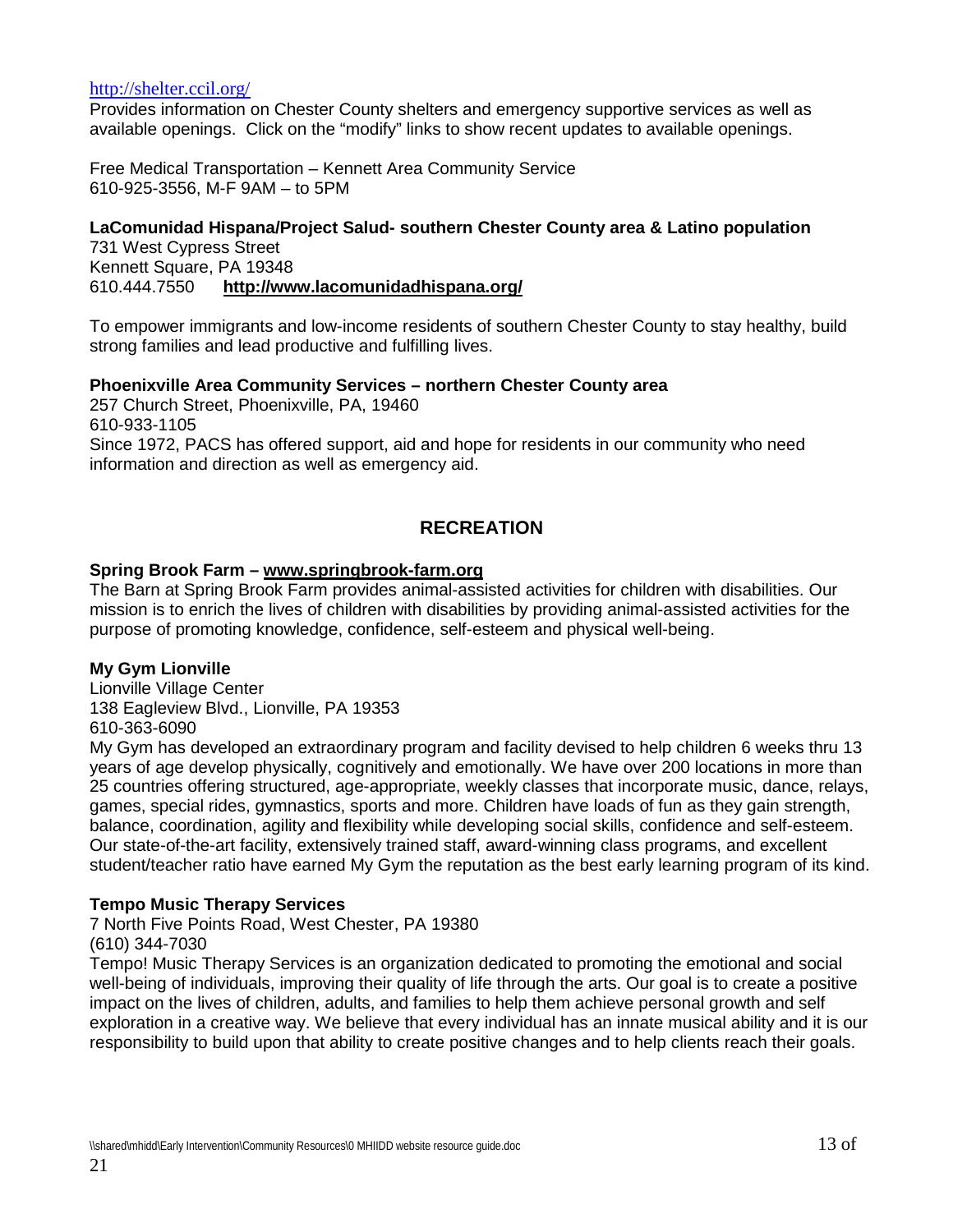http://shelter.ccil.org/
Provides information on Chester County shelters and emergency supportive services as well as available openings. Click on the "modify" links to show recent updates to available openings.

Free Medical Transportation – Kennett Area Community Service
610-925-3556, M-F 9AM – to 5PM

**LaComunidad Hispana/Project Salud- southern Chester County area & Latino population**
731 West Cypress Street
Kennett Square, PA 19348
610.444.7550 **http://www.lacomunidadhispana.org/**

To empower immigrants and low-income residents of southern Chester County to stay healthy, build strong families and lead productive and fulfilling lives.

**Phoenixville Area Community Services – northern Chester County area**
257 Church Street, Phoenixville, PA, 19460
610-933-1105
Since 1972, PACS has offered support, aid and hope for residents in our community who need information and direction as well as emergency aid.

## RECREATION

**Spring Brook Farm – www.springbrook-farm.org**
The Barn at Spring Brook Farm provides animal-assisted activities for children with disabilities. Our mission is to enrich the lives of children with disabilities by providing animal-assisted activities for the purpose of promoting knowledge, confidence, self-esteem and physical well-being.

**My Gym Lionville**
Lionville Village Center
138 Eagleview Blvd., Lionville, PA 19353
610-363-6090
My Gym has developed an extraordinary program and facility devised to help children 6 weeks thru 13 years of age develop physically, cognitively and emotionally. We have over 200 locations in more than 25 countries offering structured, age-appropriate, weekly classes that incorporate music, dance, relays, games, special rides, gymnastics, sports and more. Children have loads of fun as they gain strength, balance, coordination, agility and flexibility while developing social skills, confidence and self-esteem. Our state-of-the-art facility, extensively trained staff, award-winning class programs, and excellent student/teacher ratio have earned My Gym the reputation as the best early learning program of its kind.

**Tempo Music Therapy Services**
7 North Five Points Road, West Chester, PA 19380
(610) 344-7030
Tempo! Music Therapy Services is an organization dedicated to promoting the emotional and social well-being of individuals, improving their quality of life through the arts. Our goal is to create a positive impact on the lives of children, adults, and families to help them achieve personal growth and self exploration in a creative way. We believe that every individual has an innate musical ability and it is our responsibility to build upon that ability to create positive changes and to help clients reach their goals.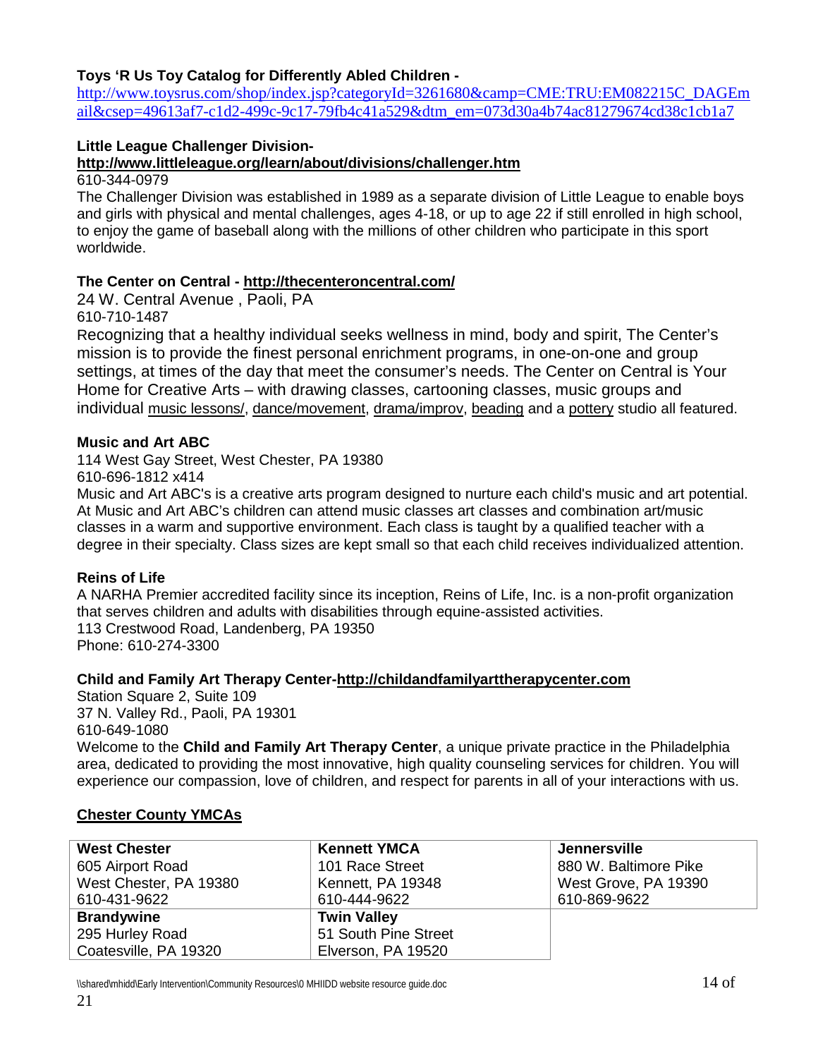**Toys 'R Us Toy Catalog for Differently Abled Children -**
http://www.toysrus.com/shop/index.jsp?categoryId=3261680&camp=CME:TRU:EM082215C_DAGEmail&csep=49613af7-c1d2-499c-9c17-79fb4c41a529&dtm_em=073d30a4b74ac81279674cd38c1cb1a7

**Little League Challenger Division-**
**http://www.littleleague.org/learn/about/divisions/challenger.htm**
610-344-0979
The Challenger Division was established in 1989 as a separate division of Little League to enable boys and girls with physical and mental challenges, ages 4-18, or up to age 22 if still enrolled in high school, to enjoy the game of baseball along with the millions of other children who participate in this sport worldwide.

**The Center on Central - http://thecenteroncentral.com/**
24 W. Central Avenue , Paoli, PA
610-710-1487
Recognizing that a healthy individual seeks wellness in mind, body and spirit, The Center's mission is to provide the finest personal enrichment programs, in one-on-one and group settings, at times of the day that meet the consumer's needs. The Center on Central is Your Home for Creative Arts – with drawing classes, cartooning classes, music groups and individual music lessons/, dance/movement, drama/improv, beading and a pottery studio all featured.

**Music and Art ABC**
114 West Gay Street, West Chester, PA 19380
610-696-1812 x414
Music and Art ABC's is a creative arts program designed to nurture each child's music and art potential. At Music and Art ABC's children can attend music classes art classes and combination art/music classes in a warm and supportive environment. Each class is taught by a qualified teacher with a degree in their specialty. Class sizes are kept small so that each child receives individualized attention.

**Reins of Life**
A NARHA Premier accredited facility since its inception, Reins of Life, Inc. is a non-profit organization that serves children and adults with disabilities through equine-assisted activities.
113 Crestwood Road, Landenberg, PA 19350
Phone: 610-274-3300

**Child and Family Art Therapy Center-http://childandfamilyarttherapycenter.com**
Station Square 2, Suite 109
37 N. Valley Rd., Paoli, PA 19301
610-649-1080
Welcome to the **Child and Family Art Therapy Center**, a unique private practice in the Philadelphia area, dedicated to providing the most innovative, high quality counseling services for children. You will experience our compassion, love of children, and respect for parents in all of your interactions with us.

**Chester County YMCAs**

| **West Chester**<br>605 Airport Road<br>West Chester, PA 19380<br>610-431-9622 | **Kennett YMCA**<br>101 Race Street<br>Kennett, PA 19348<br>610-444-9622 | **Jennersville**<br>880 W. Baltimore Pike<br>West Grove, PA 19390<br>610-869-9622 |
|---|---|---|
| **Brandywine**<br>295 Hurley Road<br>Coatesville, PA 19320 | **Twin Valley**<br>51 South Pine Street<br>Elverson, PA 19520 | |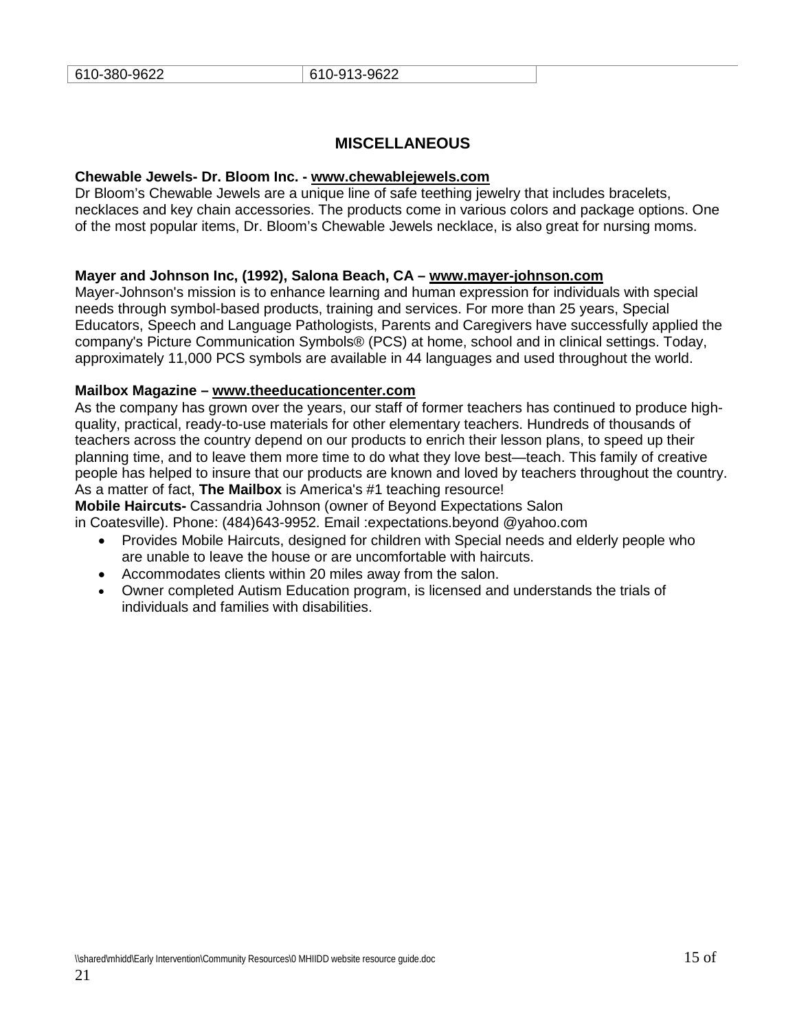| 610-380-9622 | 610-913-9622 | |
|---|---|---|

## MISCELLANEOUS

**Chewable Jewels- Dr. Bloom Inc. - www.chewablejewels.com**
Dr Bloom's Chewable Jewels are a unique line of safe teething jewelry that includes bracelets, necklaces and key chain accessories. The products come in various colors and package options. One of the most popular items, Dr. Bloom's Chewable Jewels necklace, is also great for nursing moms.

**Mayer and Johnson Inc, (1992), Salona Beach, CA – www.mayer-johnson.com**
Mayer-Johnson's mission is to enhance learning and human expression for individuals with special needs through symbol-based products, training and services. For more than 25 years, Special Educators, Speech and Language Pathologists, Parents and Caregivers have successfully applied the company's Picture Communication Symbols® (PCS) at home, school and in clinical settings. Today, approximately 11,000 PCS symbols are available in 44 languages and used throughout the world.

**Mailbox Magazine – www.theeducationcenter.com**
As the company has grown over the years, our staff of former teachers has continued to produce high-quality, practical, ready-to-use materials for other elementary teachers. Hundreds of thousands of teachers across the country depend on our products to enrich their lesson plans, to speed up their planning time, and to leave them more time to do what they love best—teach. This family of creative people has helped to insure that our products are known and loved by teachers throughout the country. As a matter of fact, **The Mailbox** is America's #1 teaching resource!

**Mobile Haircuts-** Cassandria Johnson (owner of Beyond Expectations Salon in Coatesville). Phone: (484)643-9952. Email :expectations.beyond @yahoo.com

- Provides Mobile Haircuts, designed for children with Special needs and elderly people who are unable to leave the house or are uncomfortable with haircuts.
- Accommodates clients within 20 miles away from the salon.
- Owner completed Autism Education program, is licensed and understands the trials of individuals and families with disabilities.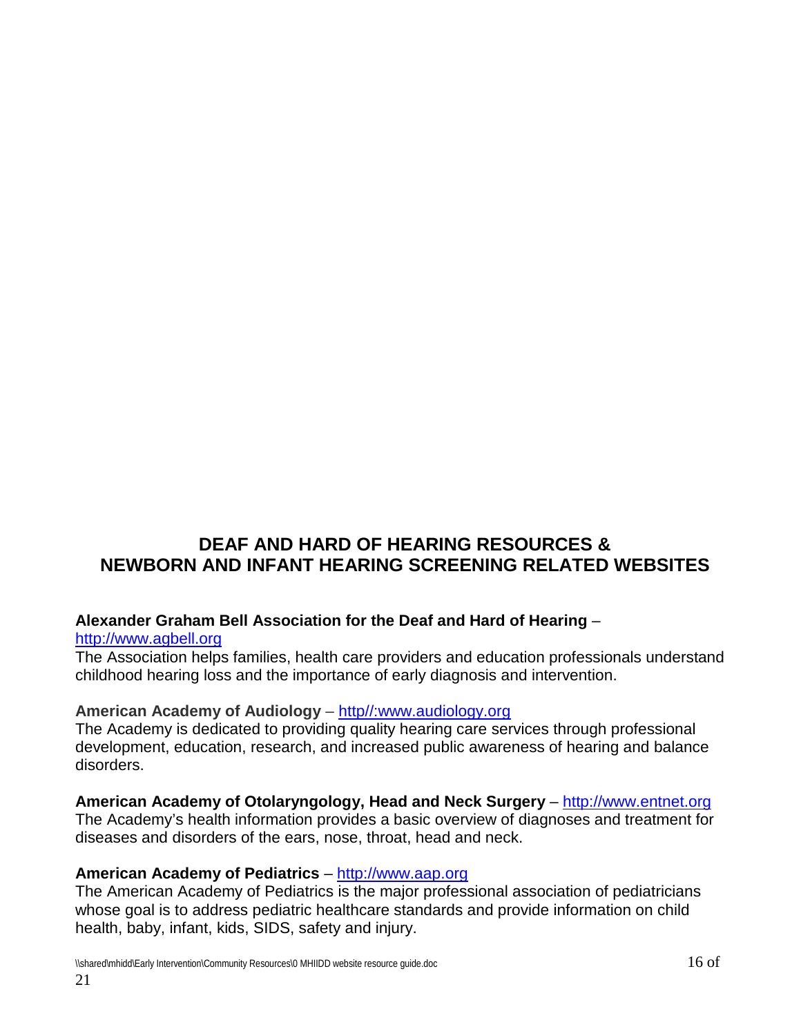## DEAF AND HARD OF HEARING RESOURCES & NEWBORN AND INFANT HEARING SCREENING RELATED WEBSITES

**Alexander Graham Bell Association for the Deaf and Hard of Hearing** – http://www.agbell.org
The Association helps families, health care providers and education professionals understand childhood hearing loss and the importance of early diagnosis and intervention.

**American Academy of Audiology** – http//:www.audiology.org
The Academy is dedicated to providing quality hearing care services through professional development, education, research, and increased public awareness of hearing and balance disorders.

**American Academy of Otolaryngology, Head and Neck Surgery** – http://www.entnet.org
The Academy's health information provides a basic overview of diagnoses and treatment for diseases and disorders of the ears, nose, throat, head and neck.

**American Academy of Pediatrics** – http://www.aap.org
The American Academy of Pediatrics is the major professional association of pediatricians whose goal is to address pediatric healthcare standards and provide information on child health, baby, infant, kids, SIDS, safety and injury.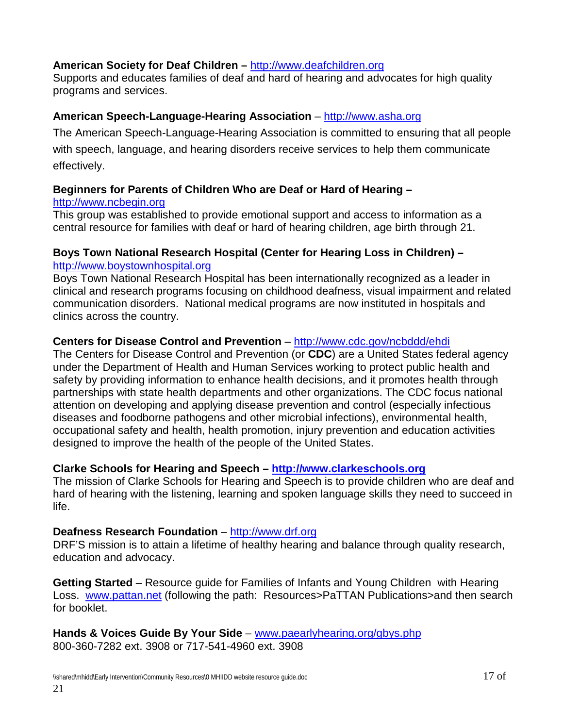**American Society for Deaf Children –** http://www.deafchildren.org
Supports and educates families of deaf and hard of hearing and advocates for high quality programs and services.

**American Speech-Language-Hearing Association** – http://www.asha.org
The American Speech-Language-Hearing Association is committed to ensuring that all people with speech, language, and hearing disorders receive services to help them communicate effectively.

**Beginners for Parents of Children Who are Deaf or Hard of Hearing –** http://www.ncbegin.org
This group was established to provide emotional support and access to information as a central resource for families with deaf or hard of hearing children, age birth through 21.

**Boys Town National Research Hospital (Center for Hearing Loss in Children) –** http://www.boystownhospital.org
Boys Town National Research Hospital has been internationally recognized as a leader in clinical and research programs focusing on childhood deafness, visual impairment and related communication disorders. National medical programs are now instituted in hospitals and clinics across the country.

**Centers for Disease Control and Prevention** – http://www.cdc.gov/ncbddd/ehdi
The Centers for Disease Control and Prevention (or **CDC**) are a United States federal agency under the Department of Health and Human Services working to protect public health and safety by providing information to enhance health decisions, and it promotes health through partnerships with state health departments and other organizations. The CDC focus national attention on developing and applying disease prevention and control (especially infectious diseases and foodborne pathogens and other microbial infections), environmental health, occupational safety and health, health promotion, injury prevention and education activities designed to improve the health of the people of the United States.

**Clarke Schools for Hearing and Speech – http://www.clarkeschools.org**
The mission of Clarke Schools for Hearing and Speech is to provide children who are deaf and hard of hearing with the listening, learning and spoken language skills they need to succeed in life.

**Deafness Research Foundation** – http://www.drf.org
DRF'S mission is to attain a lifetime of healthy hearing and balance through quality research, education and advocacy.

**Getting Started** – Resource guide for Families of Infants and Young Children with Hearing Loss. www.pattan.net (following the path: Resources>PaTTAN Publications>and then search for booklet.

**Hands & Voices Guide By Your Side** – www.paearlyhearing.org/gbys.php
800-360-7282 ext. 3908 or 717-541-4960 ext. 3908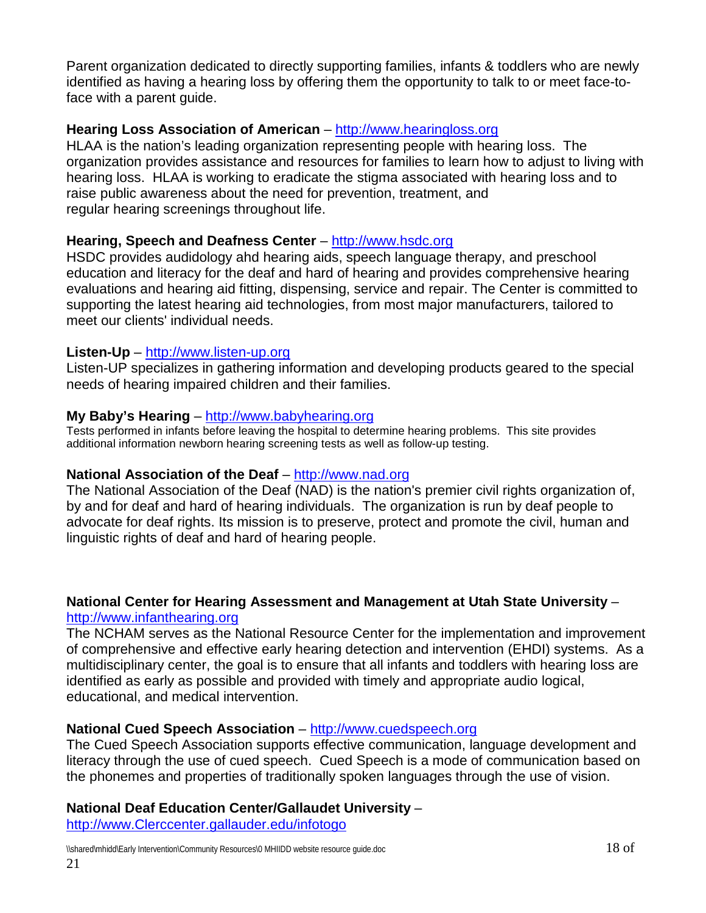Parent organization dedicated to directly supporting families, infants & toddlers who are newly identified as having a hearing loss by offering them the opportunity to talk to or meet face-to-face with a parent guide.

**Hearing Loss Association of American** – http://www.hearingloss.org
HLAA is the nation's leading organization representing people with hearing loss. The organization provides assistance and resources for families to learn how to adjust to living with hearing loss. HLAA is working to eradicate the stigma associated with hearing loss and to raise public awareness about the need for prevention, treatment, and regular hearing screenings throughout life.

**Hearing, Speech and Deafness Center** – http://www.hsdc.org
HSDC provides audidology ahd hearing aids, speech language therapy, and preschool education and literacy for the deaf and hard of hearing and provides comprehensive hearing evaluations and hearing aid fitting, dispensing, service and repair. The Center is committed to supporting the latest hearing aid technologies, from most major manufacturers, tailored to meet our clients' individual needs.

**Listen-Up** – http://www.listen-up.org
Listen-UP specializes in gathering information and developing products geared to the special needs of hearing impaired children and their families.

**My Baby's Hearing** – http://www.babyhearing.org
Tests performed in infants before leaving the hospital to determine hearing problems. This site provides additional information newborn hearing screening tests as well as follow-up testing.

**National Association of the Deaf** – http://www.nad.org
The National Association of the Deaf (NAD) is the nation's premier civil rights organization of, by and for deaf and hard of hearing individuals. The organization is run by deaf people to advocate for deaf rights. Its mission is to preserve, protect and promote the civil, human and linguistic rights of deaf and hard of hearing people.

**National Center for Hearing Assessment and Management at Utah State University** – http://www.infanthearing.org
The NCHAM serves as the National Resource Center for the implementation and improvement of comprehensive and effective early hearing detection and intervention (EHDI) systems. As a multidisciplinary center, the goal is to ensure that all infants and toddlers with hearing loss are identified as early as possible and provided with timely and appropriate audio logical, educational, and medical intervention.

**National Cued Speech Association** – http://www.cuedspeech.org
The Cued Speech Association supports effective communication, language development and literacy through the use of cued speech. Cued Speech is a mode of communication based on the phonemes and properties of traditionally spoken languages through the use of vision.

**National Deaf Education Center/Gallaudet University** – http://www.Clerccenter.gallauder.edu/infotogo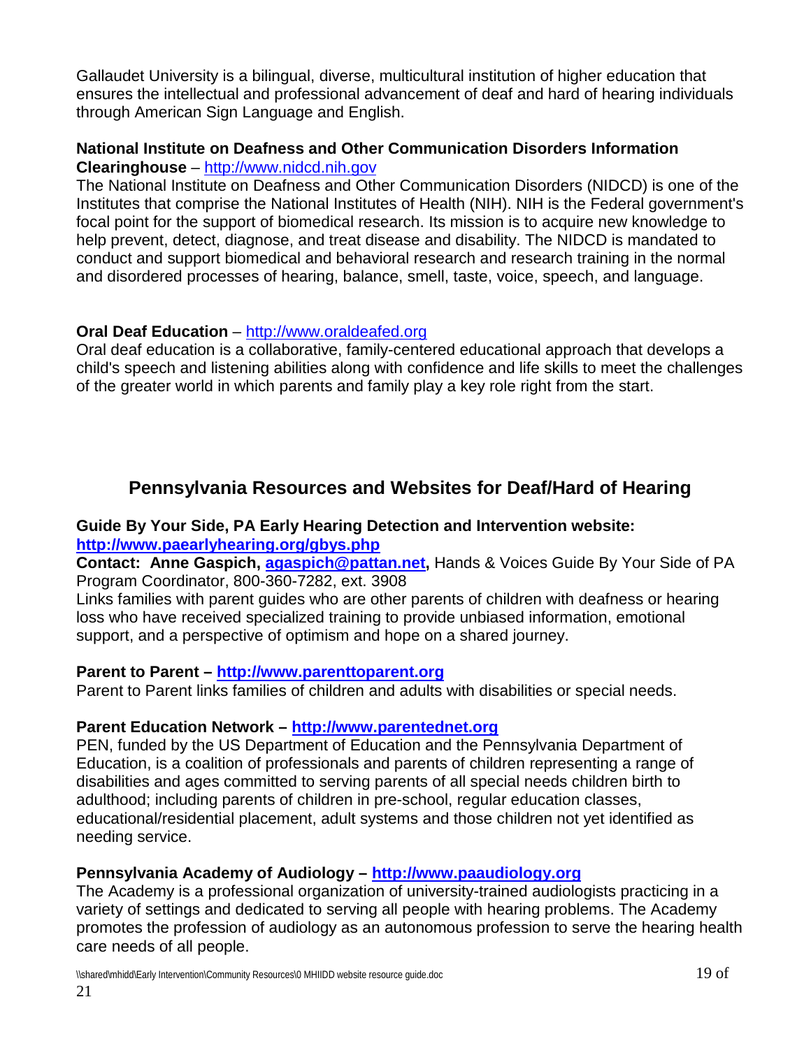Gallaudet University is a bilingual, diverse, multicultural institution of higher education that ensures the intellectual and professional advancement of deaf and hard of hearing individuals through American Sign Language and English.

**National Institute on Deafness and Other Communication Disorders Information Clearinghouse** – http://www.nidcd.nih.gov

The National Institute on Deafness and Other Communication Disorders (NIDCD) is one of the Institutes that comprise the National Institutes of Health (NIH). NIH is the Federal government's focal point for the support of biomedical research. Its mission is to acquire new knowledge to help prevent, detect, diagnose, and treat disease and disability. The NIDCD is mandated to conduct and support biomedical and behavioral research and research training in the normal and disordered processes of hearing, balance, smell, taste, voice, speech, and language.

**Oral Deaf Education** – http://www.oraldeafed.org

Oral deaf education is a collaborative, family-centered educational approach that develops a child's speech and listening abilities along with confidence and life skills to meet the challenges of the greater world in which parents and family play a key role right from the start.

## Pennsylvania Resources and Websites for Deaf/Hard of Hearing

**Guide By Your Side, PA Early Hearing Detection and Intervention website:**
**http://www.paearlyhearing.org/gbys.php**

**Contact: Anne Gaspich, agaspich@pattan.net,** Hands & Voices Guide By Your Side of PA Program Coordinator, 800-360-7282, ext. 3908

Links families with parent guides who are other parents of children with deafness or hearing loss who have received specialized training to provide unbiased information, emotional support, and a perspective of optimism and hope on a shared journey.

**Parent to Parent – http://www.parenttoparent.org**

Parent to Parent links families of children and adults with disabilities or special needs.

**Parent Education Network – http://www.parentednet.org**

PEN, funded by the US Department of Education and the Pennsylvania Department of Education, is a coalition of professionals and parents of children representing a range of disabilities and ages committed to serving parents of all special needs children birth to adulthood; including parents of children in pre-school, regular education classes, educational/residential placement, adult systems and those children not yet identified as needing service.

**Pennsylvania Academy of Audiology – http://www.paaudiology.org**

The Academy is a professional organization of university-trained audiologists practicing in a variety of settings and dedicated to serving all people with hearing problems. The Academy promotes the profession of audiology as an autonomous profession to serve the hearing health care needs of all people.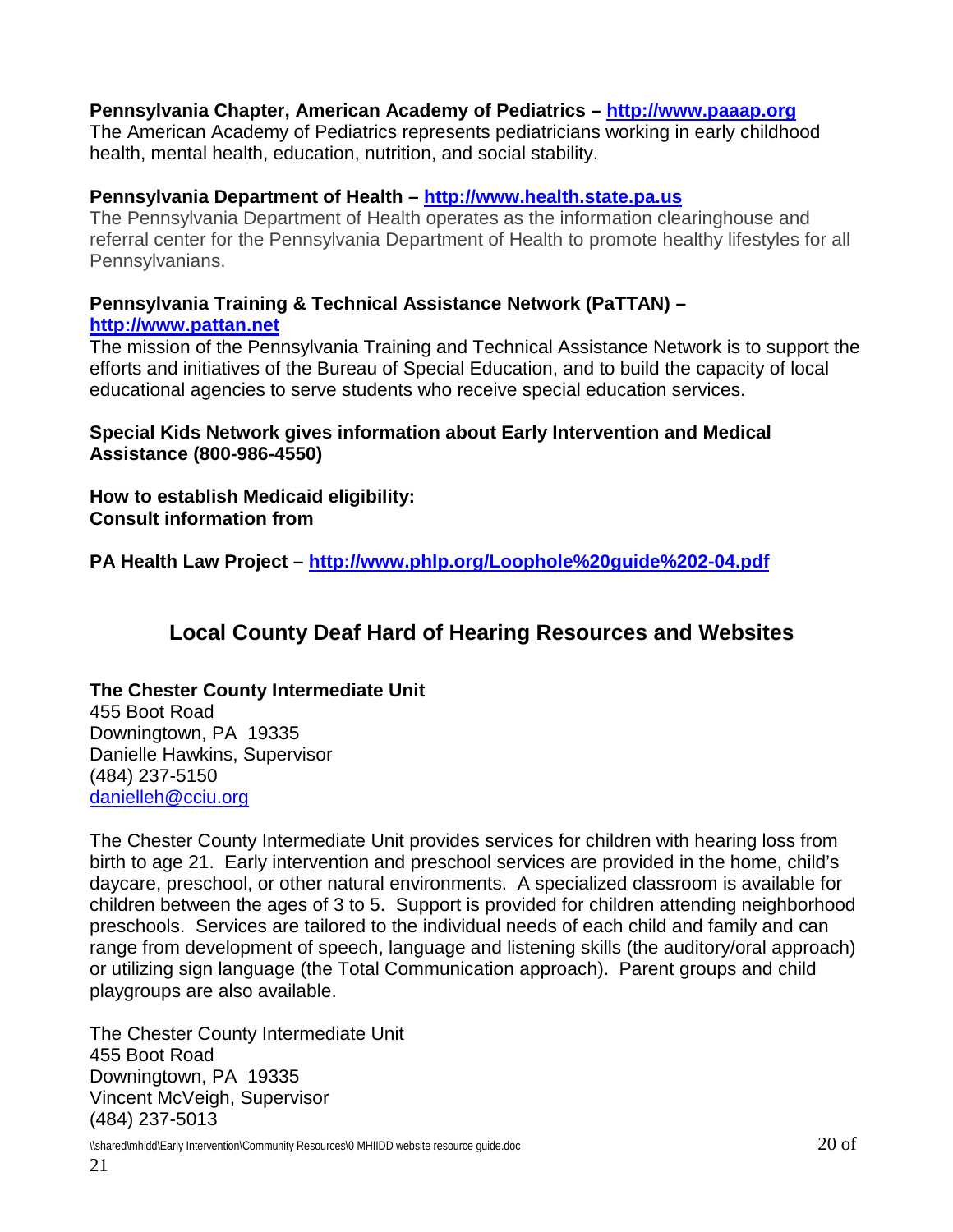**Pennsylvania Chapter, American Academy of Pediatrics – [http://www.paaap.org](http://www.paaap.org)**
The American Academy of Pediatrics represents pediatricians working in early childhood health, mental health, education, nutrition, and social stability.

**Pennsylvania Department of Health – [http://www.health.state.pa.us](http://www.health.state.pa.us)**
The Pennsylvania Department of Health operates as the information clearinghouse and referral center for the Pennsylvania Department of Health to promote healthy lifestyles for all Pennsylvanians.

**Pennsylvania Training & Technical Assistance Network (PaTTAN) – [http://www.pattan.net](http://www.pattan.net)**
The mission of the Pennsylvania Training and Technical Assistance Network is to support the efforts and initiatives of the Bureau of Special Education, and to build the capacity of local educational agencies to serve students who receive special education services.

**Special Kids Network gives information about Early Intervention and Medical Assistance (800-986-4550)**

**How to establish Medicaid eligibility:**
**Consult information from**

**PA Health Law Project – [http://www.phlp.org/Loophole%20guide%202-04.pdf](http://www.phlp.org/Loophole%20guide%202-04.pdf)**

## Local County Deaf Hard of Hearing Resources and Websites

**The Chester County Intermediate Unit**
455 Boot Road
Downingtown, PA 19335
Danielle Hawkins, Supervisor
(484) 237-5150
[danielleh@cciu.org](mailto:danielleh@cciu.org)

The Chester County Intermediate Unit provides services for children with hearing loss from birth to age 21. Early intervention and preschool services are provided in the home, child's daycare, preschool, or other natural environments. A specialized classroom is available for children between the ages of 3 to 5. Support is provided for children attending neighborhood preschools. Services are tailored to the individual needs of each child and family and can range from development of speech, language and listening skills (the auditory/oral approach) or utilizing sign language (the Total Communication approach). Parent groups and child playgroups are also available.

The Chester County Intermediate Unit
455 Boot Road
Downingtown, PA 19335
Vincent McVeigh, Supervisor
(484) 237-5013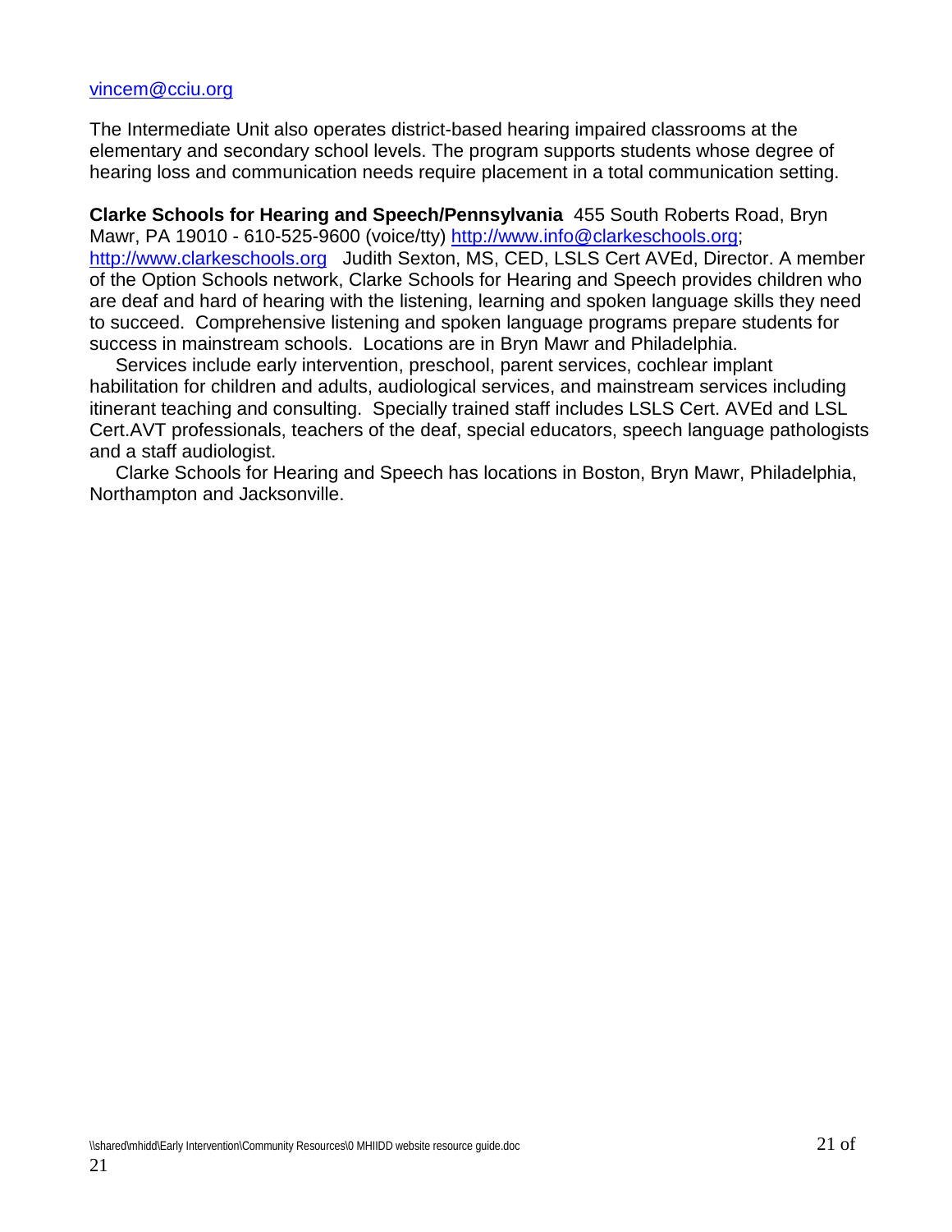vincem@cciu.org

The Intermediate Unit also operates district-based hearing impaired classrooms at the elementary and secondary school levels. The program supports students whose degree of hearing loss and communication needs require placement in a total communication setting.

**Clarke Schools for Hearing and Speech/Pennsylvania** 455 South Roberts Road, Bryn Mawr, PA 19010 - 610-525-9600 (voice/tty) http://www.info@clarkeschools.org; http://www.clarkeschools.org Judith Sexton, MS, CED, LSLS Cert AVEd, Director. A member of the Option Schools network, Clarke Schools for Hearing and Speech provides children who are deaf and hard of hearing with the listening, learning and spoken language skills they need to succeed. Comprehensive listening and spoken language programs prepare students for success in mainstream schools. Locations are in Bryn Mawr and Philadelphia.

Services include early intervention, preschool, parent services, cochlear implant habilitation for children and adults, audiological services, and mainstream services including itinerant teaching and consulting. Specially trained staff includes LSLS Cert. AVEd and LSL Cert.AVT professionals, teachers of the deaf, special educators, speech language pathologists and a staff audiologist.

Clarke Schools for Hearing and Speech has locations in Boston, Bryn Mawr, Philadelphia, Northampton and Jacksonville.